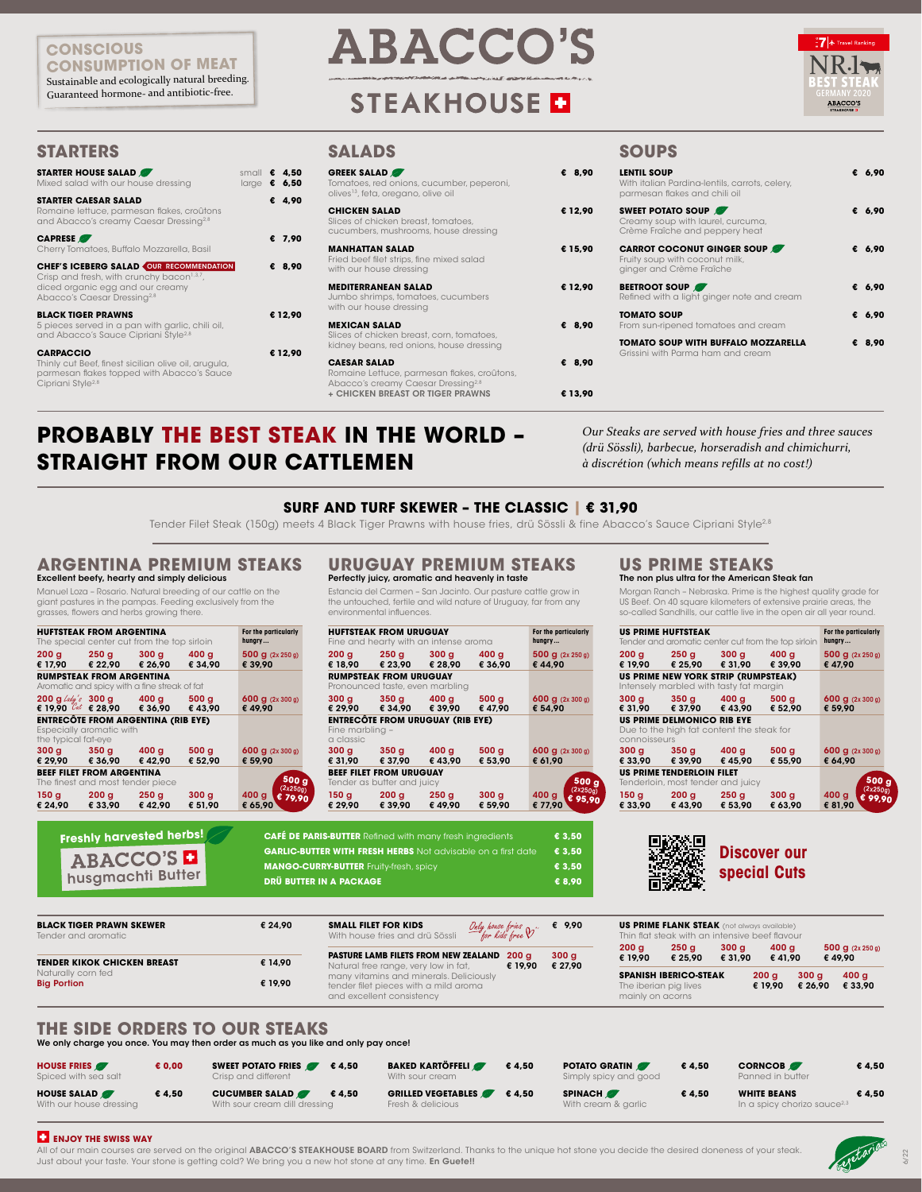**CONSCIOUS CONSUMPTION OF MEAT**
Sustainable and ecologically natural breeding. Guaranteed hormone- and antibiotic-free.

# ABACCO'S STEAKHOUSE

NR.1 BEST STEAK GERMANY 2020 – Travel Ranking

## STARTERS

**STARTER HOUSE SALAD** – small € 4,50 / large € 6,50
Mixed salad with our house dressing

**STARTER CAESAR SALAD** – € 4,90
Romaine lettuce, parmesan flakes, croûtons and Abacco's creamy Caesar Dressing[2,8]

**CAPRESE** – € 7,90
Cherry Tomatoes, Buffalo Mozzarella, Basil

**CHEF'S ICEBERG SALAD** OUR RECOMMENDATION – € 8,90
Crisp and fresh, with crunchy bacon[1,3,7], diced organic egg and our creamy Abacco's Caesar Dressing[2,8]

**BLACK TIGER PRAWNS** – € 12,90
5 pieces served in a pan with garlic, chili oil, and Abacco's Sauce Cipriani Style[2,8]

**CARPACCIO** – € 12,90
Thinly cut Beef, finest sicilian olive oil, arugula, parmesan flakes topped with Abacco's Sauce Cipriani Style[2,8]

## SALADS

**GREEK SALAD** – € 8,90
Tomatoes, red onions, cucumber, peperoni, olives[13], feta, oregano, olive oil

**CHICKEN SALAD** – € 12,90
Slices of chicken breast, tomatoes, cucumbers, mushrooms, house dressing

**MANHATTAN SALAD** – € 15,90
Fried beef filet strips, fine mixed salad with our house dressing

**MEDITERRANEAN SALAD** – € 12,90
Jumbo shrimps, tomatoes, cucumbers with our house dressing

**MEXICAN SALAD** – € 8,90
Slices of chicken breast, corn, tomatoes, kidney beans, red onions, house dressing

**CAESAR SALAD** – € 8,90
Romaine Lettuce, parmesan flakes, croûtons, Abacco's creamy Caesar Dressing[2,8]
**+ CHICKEN BREAST OR TIGER PRAWNS** – € 13,90

## SOUPS

**LENTIL SOUP** – € 6,90
With italian Pardina-lentils, carrots, celery, parmesan flakes and chili oil

**SWEET POTATO SOUP** – € 6,90
Creamy soup with laurel, curcuma, Crème Fraîche and peppery heat

**CARROT COCONUT GINGER SOUP** – € 6,90
Fruity soup with coconut milk, ginger and Crème Fraîche

**BEETROOT SOUP** – € 6,90
Refined with a light ginger note and cream

**TOMATO SOUP** – € 6,90
From sun-ripened tomatoes and cream

**TOMATO SOUP WITH BUFFALO MOZZARELLA** – € 8,90
Grissini with Parma ham and cream

# PROBABLY THE BEST STEAK IN THE WORLD – STRAIGHT FROM OUR CATTLEMEN

*Our Steaks are served with house fries and three sauces (drü Sössli), barbecue, horseradish and chimichurri, à discrétion (which means refills at no cost!)*

### SURF AND TURF SKEWER – THE CLASSIC | € 31,90

Tender Filet Steak (150g) meets 4 Black Tiger Prawns with house fries, drü Sössli & fine Abacco's Sauce Cipriani Style[2,8]

## ARGENTINA PREMIUM STEAKS

**Excellent beefy, hearty and simply delicious**

Manuel Loza – Rosario. Natural breeding of our cattle on the giant pastures in the pampas. Feeding exclusively from the grasses, flowers and herbs growing there.

**HUFTSTEAK FROM ARGENTINA** – The special center cut from the top sirloin

| 200 g | 250 g | 300 g | 400 g | For the particularly hungry … 500 g (2x 250 g) |
|---|---|---|---|---|
| € 17,90 | € 22,90 | € 26,90 | € 34,90 | € 39,90 |

**RUMPSTEAK FROM ARGENTINA** – Aromatic and spicy with a fine streak of fat

| 200 g *Lady's Cut* | 300 g | 400 g | 500 g | 600 g (2x 300 g) |
|---|---|---|---|---|
| € 19,90 | € 28,90 | € 36,90 | € 43,90 | € 49,90 |

**ENTRECÔTE FROM ARGENTINA (RIB EYE)** – Especially aromatic with the typical fat-eye

| 300 g | 350 g | 400 g | 500 g | 600 g (2x 300 g) |
|---|---|---|---|---|
| € 29,90 | € 36,90 | € 42,90 | € 52,90 | € 59,90 |

**BEEF FILET FROM ARGENTINA** – The finest and most tender piece

| 150 g | 200 g | 250 g | 300 g | 400 g | 500 g (2x250g) |
|---|---|---|---|---|---|
| € 24,90 | € 33,90 | € 42,90 | € 51,90 | € 65,90 | € 79,90 |

## URUGUAY PREMIUM STEAKS

**Perfectly juicy, aromatic and heavenly in taste**

Estancia del Carmen – San Jacinto. Our pasture cattle grow in the untouched, fertile and wild nature of Uruguay, far from any environmental influences.

**HUFTSTEAK FROM URUGUAY** – Fine and hearty with an intense aroma

| 200 g | 250 g | 300 g | 400 g | For the particularly hungry … 500 g (2x 250 g) |
|---|---|---|---|---|
| € 18,90 | € 23,90 | € 28,90 | € 36,90 | € 44,90 |

**RUMPSTEAK FROM URUGUAY** – Pronounced taste, even marbling

| 300 g | 350 g | 400 g | 500 g | 600 g (2x 300 g) |
|---|---|---|---|---|
| € 29,90 | € 34,90 | € 39,90 | € 47,90 | € 54,90 |

**ENTRECÔTE FROM URUGUAY (RIB EYE)** – Fine marbling – a classic

| 300 g | 350 g | 400 g | 500 g | 600 g (2x 300 g) |
|---|---|---|---|---|
| € 31,90 | € 37,90 | € 43,90 | € 53,90 | € 61,90 |

**BEEF FILET FROM URUGUAY** – Tender as butter and juicy

| 150 g | 200 g | 250 g | 300 g | 400 g | 500 g (2x250g) |
|---|---|---|---|---|---|
| € 29,90 | € 39,90 | € 49,90 | € 59,90 | € 77,90 | € 95,90 |

## US PRIME STEAKS

**The non plus ultra for the American Steak fan**

Morgan Ranch – Nebraska. Prime is the highest quality grade for US Beef. On 40 square kilometers of extensive prairie areas, the so-called Sandhills, our cattle live in the open air all year round.

**US PRIME HUFTSTEAK** – Tender and aromatic center cut from the top sirloin

| 200 g | 250 g | 300 g | 400 g | For the particularly hungry … 500 g (2x 250 g) |
|---|---|---|---|---|
| € 19,90 | € 25,90 | € 31,90 | € 39,90 | € 47,90 |

**US PRIME NEW YORK STRIP (RUMPSTEAK)** – Intensely marbled with tasty fat margin

| 300 g | 350 g | 400 g | 500 g | 600 g (2x 300 g) |
|---|---|---|---|---|
| € 31,90 | € 37,90 | € 43,90 | € 52,90 | € 59,90 |

**US PRIME DELMONICO RIB EYE** – Due to the high fat content the steak for connoisseurs

| 300 g | 350 g | 400 g | 500 g | 600 g (2x 300 g) |
|---|---|---|---|---|
| € 33,90 | € 39,90 | € 45,90 | € 55,90 | € 64,90 |

**US PRIME TENDERLOIN FILET** – Tenderloin, most tender and juicy

| 150 g | 200 g | 250 g | 300 g | 400 g | 500 g (2x250g) |
|---|---|---|---|---|---|
| € 33,90 | € 43,90 | € 53,90 | € 63,90 | € 81,90 | € 99,90 |

## Freshly harvested herbs! ABACCO'S husgmachti Butter

| | |
|---|---|
| **CAFÉ DE PARIS-BUTTER** Refined with many fresh ingredients | € 3,50 |
| **GARLIC-BUTTER WITH FRESH HERBS** Not advisable on a first date | € 3,50 |
| **MANGO-CURRY-BUTTER** Fruity-fresh, spicy | € 3,50 |
| **DRÜ BUTTER IN A PACKAGE** | € 8,90 |

**Discover our special Cuts**

**BLACK TIGER PRAWN SKEWER** – € 24,90
Tender and aromatic

**TENDER KIKOK CHICKEN BREAST** – € 14,90
Naturally corn fed
**Big Portion** – € 19,90

**SMALL FILET FOR KIDS** – € 9,90
With house fries and drü Sössli – *Only house fries for kids free*

**PASTURE LAMB FILETS FROM NEW ZEALAND** – 200 g € 19,90 / 300 g € 27,90
Natural free range, very low in fat, many vitamins and minerals. Deliciously tender filet pieces with a mild aroma and excellent consistency

**US PRIME FLANK STEAK** (not always available)
Thin flat steak with an intensive beef flavour

| 200 g | 250 g | 300 g | 400 g | 500 g (2x 250 g) |
|---|---|---|---|---|
| € 19,90 | € 25,90 | € 31,90 | € 41,90 | € 49,90 |

**SPANISH IBERICO-STEAK** – The iberian pig lives mainly on acorns

| 200 g | 300 g | 400 g |
|---|---|---|
| € 19,90 | € 26,90 | € 33,90 |

## THE SIDE ORDERS TO OUR STEAKS

**We only charge you once. You may then order as much as you like and only pay once!**

| Item | Price |
|---|---|
| **HOUSE FRIES** – Spiced with sea salt | € 0,00 |
| **HOUSE SALAD** – With our house dressing | € 4,50 |
| **SWEET POTATO FRIES** – Crisp and different | € 4,50 |
| **CUCUMBER SALAD** – With sour cream dill dressing | € 4,50 |
| **BAKED KARTÖFFELI** – With sour cream | € 4,50 |
| **GRILLED VEGETABLES** – Fresh & delicious | € 4,50 |
| **POTATO GRATIN** – Simply spicy and good | € 4,50 |
| **SPINACH** – With cream & garlic | € 4,50 |
| **CORNCOB** – Panned in butter | € 4,50 |
| **WHITE BEANS** – In a spicy chorizo sauce[2,3] | € 4,50 |

**ENJOY THE SWISS WAY**

All of our main courses are served on the original **ABACCO'S STEAKHOUSE BOARD** from Switzerland. Thanks to the unique hot stone you decide the desired doneness of your steak. Just about your taste. Your stone is getting cold? We bring you a new hot stone at any time. **En Guete!!**

vegetarian

6/22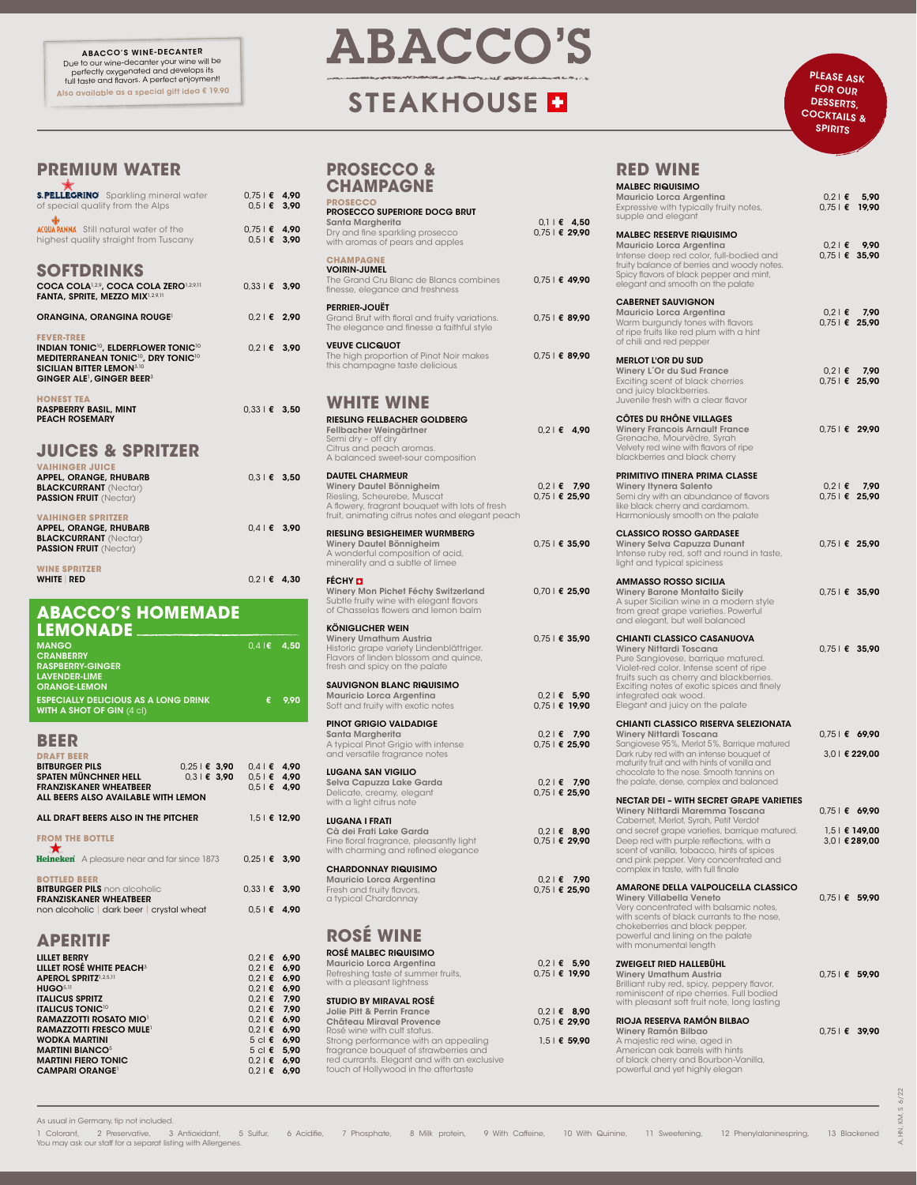**ABACCO'S WINE-DECANTER**
Due to our wine-decanter your wine will be perfectly oxygenated and develops its full taste and flavors. A perfect enjoyment!
Also available as a special gift idea € 19.90

# ABACCO'S
## STEAKHOUSE

PLEASE ASK FOR OUR DESSERTS, COCKTAILS & SPIRITS

## PREMIUM WATER

| | |
|---|---|
| **S.PELLEGRINO** Sparkling mineral water of special quality from the Alps | 0,75 l € **4,90**<br>0,5 l € **3,90** |
| **ACQUA PANNA** Still natural water of the highest quality straight from Tuscany | 0,75 l € **4,90**<br>0,5 l € **3,90** |

## SOFTDRINKS

| | |
|---|---|
| **COCA COLA**[1,2,9], **COCA COLA ZERO**[1,2,9,11] **FANTA, SPRITE, MEZZO MIX**[1,2,9,11] | 0,33 l € **3,90** |
| **ORANGINA, ORANGINA ROUGE**[1] | 0,2 l € **2,90** |
| FEVER-TREE<br>**INDIAN TONIC**[10], **ELDERFLOWER TONIC**[10] **MEDITERRANEAN TONIC**[10], **DRY TONIC**[10] **SICILIAN BITTER LEMON**[3,10] **GINGER ALE**[1], **GINGER BEER**[3] | 0,2 l € **3,90** |
| HONEST TEA<br>**RASPBERRY BASIL, MINT PEACH ROSEMARY** | 0,33 l € **3,50** |

## JUICES & SPRITZER

| | |
|---|---|
| VAIHINGER JUICE<br>**APPEL, ORANGE, RHUBARB**<br>**BLACKCURRANT** (Nectar)<br>**PASSION FRUIT** (Nectar) | 0,3 l € **3,50** |
| VAIHINGER SPRITZER<br>**APPEL, ORANGE, RHUBARB**<br>**BLACKCURRANT** (Nectar)<br>**PASSION FRUIT** (Nectar) | 0,4 l € **3,90** |
| WINE SPRITZER<br>**WHITE** \| **RED** | 0,2 l € **4,30** |

## ABACCO'S HOMEMADE LEMONADE

| | |
|---|---|
| **MANGO**<br>**CRANBERRY**<br>**RASPBERRY-GINGER**<br>**LAVENDER-LIME**<br>**ORANGE-LEMON** | 0,4 l € **4,50** |
| **ESPECIALLY DELICIOUS AS A LONG DRINK WITH A SHOT OF GIN** (4 cl) | € **9,90** |

## BEER

DRAFT BEER

| | | |
|---|---|---|
| **BITBURGER PILS** | 0,25 l € **3,90** | 0,4 l € **4,90** |
| **SPATEN MÜNCHNER HELL** | 0,3 l € **3,90** | 0,5 l € **4,90** |
| **FRANZISKANER WHEATBEER** | | 0,5 l € **4,90** |
| **ALL BEERS ALSO AVAILABLE WITH LEMON** | | |
| **ALL DRAFT BEERS ALSO IN THE PITCHER** | | 1,5 l € **12,90** |

FROM THE BOTTLE

| | |
|---|---|
| **Heineken** A pleasure near and far since 1873 | 0,25 l € **3,90** |
| BOTTLED BEER<br>**BITBURGER PILS** non alcoholic | 0,33 l € **3,90** |
| **FRANZISKANER WHEATBEER** non alcoholic \| dark beer \| crystal wheat | 0,5 l € **4,90** |

## APERITIF

| | |
|---|---|
| **LILLET BERRY** | 0,2 l € **6,90** |
| **LILLET ROSÉ WHITE PEACH**[3] | 0,2 l € **6,90** |
| **APEROL SPRITZ**[1,2,5,11] | 0,2 l € **6,90** |
| **HUGO**[5,11] | 0,2 l € **6,90** |
| **ITALICUS SPRITZ** | 0,2 l € **7,90** |
| **ITALICUS TONIC**[10] | 0,2 l € **7,90** |
| **RAMAZZOTTI ROSATO MIO**[1] | 0,2 l € **6,90** |
| **RAMAZZOTTI FRESCO MULE**[1] | 0,2 l € **6,90** |
| **WODKA MARTINI** | 5 cl € **6,90** |
| **MARTINI BIANCO**[5] | 5 cl € **5,90** |
| **MARTINI FIERO TONIC** | 0,2 l € **6,90** |
| **CAMPARI ORANGE**[1] | 0,2 l € **6,90** |

## PROSECCO & CHAMPAGNE

PROSECCO

| | |
|---|---|
| **PROSECCO SUPERIORE DOCG BRUT**<br>**Santa Margherita**<br>Dry and fine sparkling prosecco with aromas of pears and apples | 0,1 l € **4,50**<br>0,75 l € **29,90** |

CHAMPAGNE

| | |
|---|---|
| **VOIRIN-JUMEL**<br>The Grand Cru Blanc de Blancs combines finesse, elegance and freshness | 0,75 l € **49,90** |
| **PERRIER-JOUËT**<br>Grand Brut with floral and fruity variations. The elegance and finesse a faithful style | 0,75 l € **89,90** |
| **VEUVE CLICQUOT**<br>The high proportion of Pinot Noir makes this champagne taste delicious | 0,75 l € **89,90** |

## WHITE WINE

| | |
|---|---|
| **RIESLING FELLBACHER GOLDBERG**<br>**Fellbacher Weingärtner**<br>Semi dry – off dry<br>Citrus and peach aromas.<br>A balanced sweet-sour composition | 0,2 l € **4,90** |
| **DAUTEL CHARMEUR**<br>**Winery Dautel Bönnigheim**<br>Riesling, Scheurebe, Muscat<br>A flowery, fragrant bouquet with lots of fresh fruit, animating citrus notes and elegant peach | 0,2 l € **7,90**<br>0,75 l € **25,90** |
| **RIESLING BESIGHEIMER WURMBERG**<br>**Winery Dautel Bönnigheim**<br>A wonderful composition of acid, minerality and a subtle of limee | 0,75 l € **35,90** |
| **FÉCHY**<br>**Winery Mon Pichet Féchy Switzerland**<br>Subtle fruity wine with elegant flavors of Chasselas flowers and lemon balm | 0,70 l € **25,90** |
| **KÖNIGLICHER WEIN**<br>**Winery Umathum Austria**<br>Historic grape variety Lindenblättriger. Flavors of linden blossom and quince, fresh and spicy on the palate | 0,75 l € **35,90** |
| **SAUVIGNON BLANC RIQUISIMO**<br>**Mauricio Lorca Argentina**<br>Soft and fruity with exotic notes | 0,2 l € **5,90**<br>0,75 l € **19,90** |
| **PINOT GRIGIO VALDADIGE**<br>**Santa Margherita**<br>A typical Pinot Grigio with intense and versatile fragrance notes | 0,2 l € **7,90**<br>0,75 l € **25,90** |
| **LUGANA SAN VIGILIO**<br>**Selva Capuzza Lake Garda**<br>Delicate, creamy, elegant with a light citrus note | 0,2 l € **7,90**<br>0,75 l € **25,90** |
| **LUGANA I FRATI**<br>**Cà dei Frati Lake Garda**<br>Fine floral fragrance, pleasantly light with charming and refined elegance | 0,2 l € **8,90**<br>0,75 l € **29,90** |
| **CHARDONNAY RIQUISIMO**<br>**Mauricio Lorca Argentina**<br>Fresh and fruity flavors, a typical Chardonnay | 0,2 l € **7,90**<br>0,75 l € **25,90** |

## ROSÉ WINE

| | |
|---|---|
| **ROSÉ MALBEC RIQUISIMO**<br>**Mauricio Lorca Argentina**<br>Refreshing taste of summer fruits, with a pleasant lightness | 0,2 l € **5,90**<br>0,75 l € **19,90** |
| **STUDIO BY MIRAVAL ROSÉ**<br>**Jolie Pitt & Perrin France**<br>**Château Miraval Provence**<br>Rosé wine with cult status.<br>Strong performance with an appealing fragrance bouquet of strawberries and red currants. Elegant and with an exclusive touch of Hollywood in the aftertaste | 0,2 l € **8,90**<br>0,75 l € **29,90**<br>1,5 l € **59,90** |

## RED WINE

| | |
|---|---|
| **MALBEC RIQUISIMO**<br>**Mauricio Lorca Argentina**<br>Expressive with typically fruity notes, supple and elegant | 0,2 l € **5,90**<br>0,75 l € **19,90** |
| **MALBEC RESERVE RIQUISIMO**<br>**Mauricio Lorca Argentina**<br>Intense deep red color, full-bodied and fruity balance of berries and woody notes. Spicy flavors of black pepper and mint, elegant and smooth on the palate | 0,2 l € **9,90**<br>0,75 l € **35,90** |
| **CABERNET SAUVIGNON**<br>**Mauricio Lorca Argentina**<br>Warm burgundy tones with flavors of ripe fruits like red plum with a hint of chili and red pepper | 0,2 l € **7,90**<br>0,75 l € **25,90** |
| **MERLOT L'OR DU SUD**<br>**Winery L´Or du Sud France**<br>Exciting scent of black cherries and juicy blackberries.<br>Juvenile fresh with a clear flavor | 0,2 l € **7,90**<br>0,75 l € **25,90** |
| **CÔTES DU RHÔNE VILLAGES**<br>**Winery Francois Arnault France**<br>Grenache, Mourvèdre, Syrah<br>Velvety red wine with flavors of ripe blackberries and black cherry | 0,75 l € **29,90** |
| **PRIMITIVO ITINERA PRIMA CLASSE**<br>**Winery Itynera Salento**<br>Semi dry with an abundance of flavors like black cherry and cardamom. Harmoniously smooth on the palate | 0,2 l € **7,90**<br>0,75 l € **25,90** |
| **CLASSICO ROSSO GARDASEE**<br>**Winery Selva Capuzza Dunant**<br>Intense ruby red, soft and round in taste, light and typical spiciness | 0,75 l € **25,90** |
| **AMMASSO ROSSO SICILIA**<br>**Winery Barone Montalto Sicily**<br>A super Sicilian wine in a modern style from great grape varieties. Powerful and elegant, but well balanced | 0,75 l € **35,90** |
| **CHIANTI CLASSICO CASANUOVA**<br>**Winery Nittardi Toscana**<br>Pure Sangiovese, barrique matured. Violet-red color. Intense scent of ripe fruits such as cherry and blackberries. Exciting notes of exotic spices and finely integrated oak wood.<br>Elegant and juicy on the palate | 0,75 l € **35,90** |
| **CHIANTI CLASSICO RISERVA SELEZIONATA**<br>**Winery Nittardi Toscana**<br>Sangiovese 95%, Merlot 5%, Barrique matured<br>Dark ruby red with an intense bouquet of maturity fruit and with hints of vanilla and chocolate to the nose. Smooth tannins on the palate, dense, complex and balanced | 0,75 l € **69,90**<br>3,0 l € **229,00** |
| **NECTAR DEI – WITH SECRET GRAPE VARIETIES**<br>**Winery Nittardi Maremma Toscana**<br>Cabernet, Merlot, Syrah, Petit Verdot and secret grape varieties, barrique matured. Deep red with purple reflections, with a scent of vanilla, tobacco, hints of spices and pink pepper. Very concentrated and complex in taste, with full finale | 0,75 l € **69,90**<br>1,5 l € **149,00**<br>3,0 l € **289,00** |
| **AMARONE DELLA VALPOLICELLA CLASSICO**<br>**Winery Villabella Veneto**<br>Very concentrated with balsamic notes, with scents of black currants to the nose, chokeberries and black pepper, powerful and lining on the palate with monumental length | 0,75 l € **59,90** |
| **ZWEIGELT RIED HALLEBÜHL**<br>**Winery Umathum Austria**<br>Brilliant ruby red, spicy, peppery flavor, reminiscent of ripe cherries. Full bodied with pleasant soft fruit note, long lasting | 0,75 l € **59,90** |
| **RIOJA RESERVA RAMÓN BILBAO**<br>**Winery Ramón Bilbao**<br>A majestic red wine, aged in American oak barrels with hints of black cherry and Bourbon-Vanilla, powerful and yet highly elegan | 0,75 l € **39,90** |

As usual in Germany, tip not included.

1 Colorant, 2 Preservative, 3 Antioxidant, 5 Sulfur, 6 Acidifie, 7 Phosphate, 8 Milk protein, 9 With Caffeine, 10 With Quinine, 11 Sweetening, 12 Phenylalaninespring, 13 Blackened
You may ask our staff for a separat listing with Allergenes.